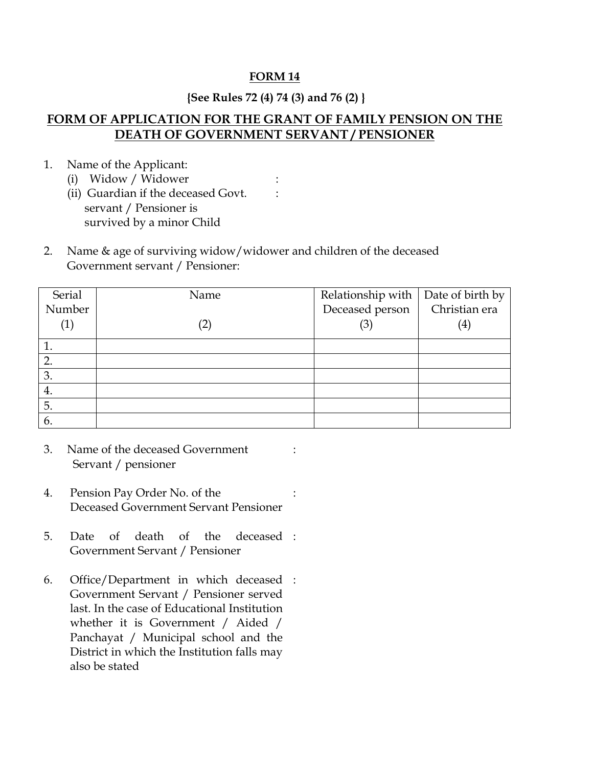**FORM 14**

**{See Rules 72 (4) 74 (3) and 76 (2) }**

## FORM OF APPLICATION FOR THE GRANT OF FAMILY PENSION ON THE DEATH OF GOVERNMENT SERVANT / PENSIONER

1. Name of the Applicant:
   (i) Widow / Widower :
   (ii) Guardian if the deceased Govt. servant / Pensioner is survived by a minor Child :

2. Name & age of surviving widow/widower and children of the deceased Government servant / Pensioner:

| Serial Number (1) | Name (2) | Relationship with Deceased person (3) | Date of birth by Christian era (4) |
|---|---|---|---|
| 1. | | | |
| 2. | | | |
| 3. | | | |
| 4. | | | |
| 5. | | | |
| 6. | | | |

3. Name of the deceased Government Servant / pensioner :

4. Pension Pay Order No. of the Deceased Government Servant Pensioner :

5. Date of death of the deceased Government Servant / Pensioner :

6. Office/Department in which deceased Government Servant / Pensioner served last. In the case of Educational Institution whether it is Government / Aided / Panchayat / Municipal school and the District in which the Institution falls may also be stated :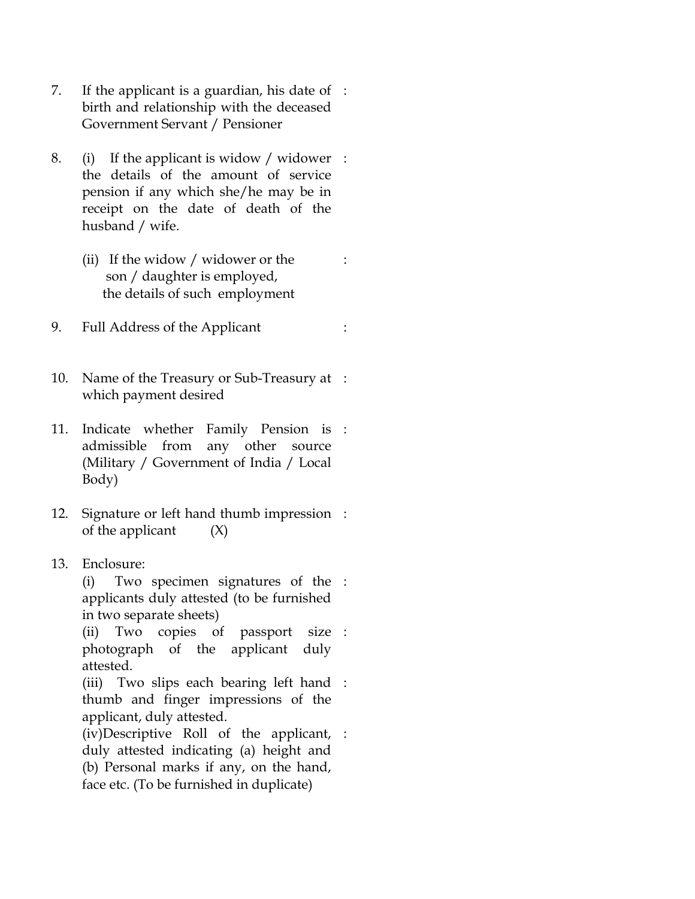7. If the applicant is a guardian, his date of birth and relationship with the deceased Government Servant / Pensioner :

8. (i) If the applicant is widow / widower the details of the amount of service pension if any which she/he may be in receipt on the date of death of the husband / wife. :

   (ii) If the widow / widower or the son / daughter is employed, the details of such employment :

9. Full Address of the Applicant :

10. Name of the Treasury or Sub-Treasury at which payment desired :

11. Indicate whether Family Pension is admissible from any other source (Military / Government of India / Local Body) :

12. Signature or left hand thumb impression of the applicant (X) :

13. Enclosure:

    (i) Two specimen signatures of the applicants duly attested (to be furnished in two separate sheets) :

    (ii) Two copies of passport size photograph of the applicant duly attested. :

    (iii) Two slips each bearing left hand thumb and finger impressions of the applicant, duly attested. :

    (iv) Descriptive Roll of the applicant, duly attested indicating (a) height and (b) Personal marks if any, on the hand, face etc. (To be furnished in duplicate) :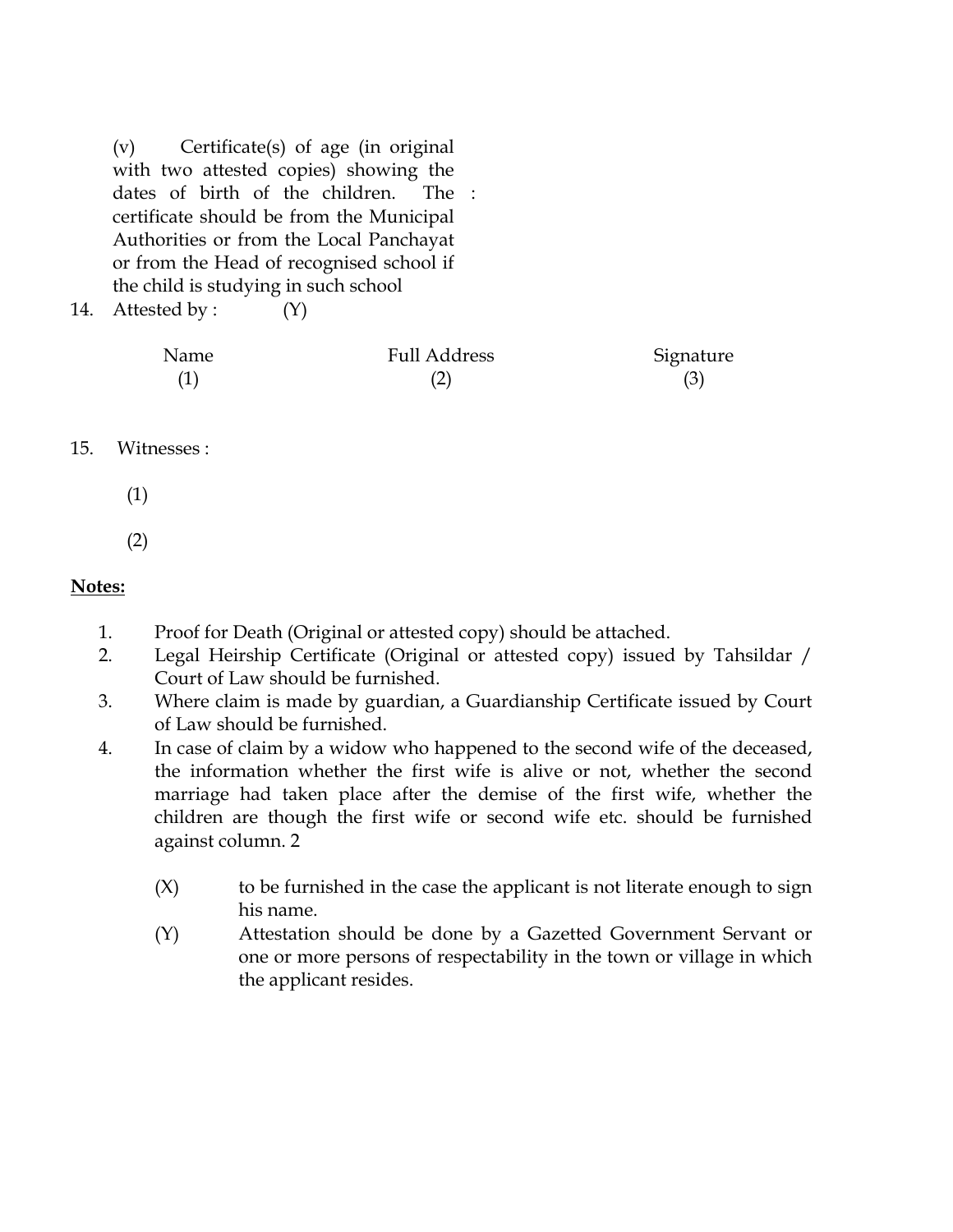(v) Certificate(s) of age (in original with two attested copies) showing the dates of birth of the children. The certificate should be from the Municipal Authorities or from the Local Panchayat or from the Head of recognised school if the child is studying in such school :

14. Attested by : (Y)

| Name | Full Address | Signature |
| --- | --- | --- |
| (1) | (2) | (3) |

15. Witnesses :

    (1)

    (2)

**Notes:**

1. Proof for Death (Original or attested copy) should be attached.
2. Legal Heirship Certificate (Original or attested copy) issued by Tahsildar / Court of Law should be furnished.
3. Where claim is made by guardian, a Guardianship Certificate issued by Court of Law should be furnished.
4. In case of claim by a widow who happened to the second wife of the deceased, the information whether the first wife is alive or not, whether the second marriage had taken place after the demise of the first wife, whether the children are though the first wife or second wife etc. should be furnished against column. 2

    (X) to be furnished in the case the applicant is not literate enough to sign his name.

    (Y) Attestation should be done by a Gazetted Government Servant or one or more persons of respectability in the town or village in which the applicant resides.